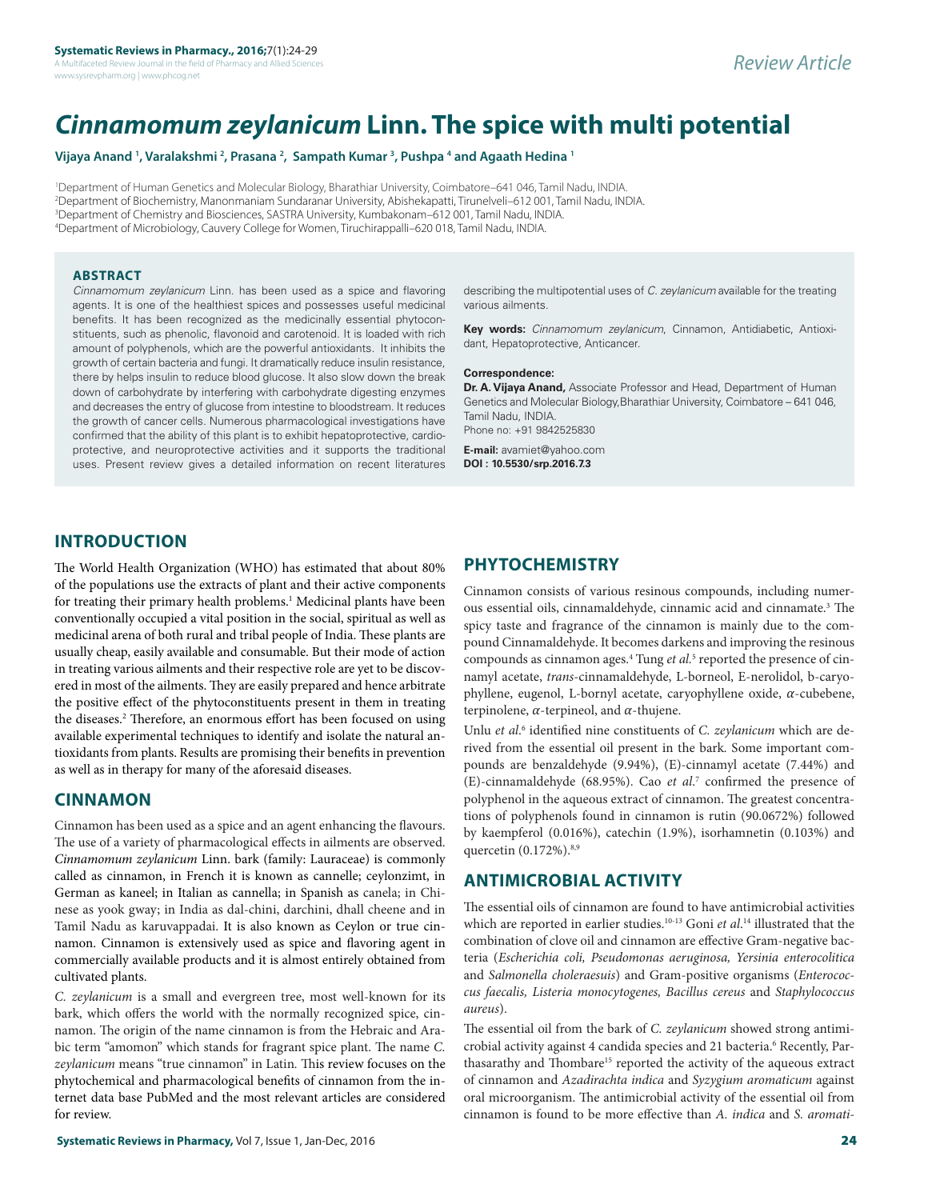# *Cinnamomum zeylanicum* Linn. The spice with multi potential

**Vijaya Anand [1], Varalakshmi [2], Prasana [2], Sampath Kumar [3], Pushpa [4] and Agaath Hedina [1]**

[1]Department of Human Genetics and Molecular Biology, Bharathiar University, Coimbatore–641 046, Tamil Nadu, INDIA.
[2]Department of Biochemistry, Manonmaniam Sundaranar University, Abishekapatti, Tirunelveli–612 001, Tamil Nadu, INDIA.
[3]Department of Chemistry and Biosciences, SASTRA University, Kumbakonam–612 001, Tamil Nadu, INDIA.
[4]Department of Microbiology, Cauvery College for Women, Tiruchirappalli–620 018, Tamil Nadu, INDIA.

## ABSTRACT

*Cinnamomum zeylanicum* Linn. has been used as a spice and flavoring agents. It is one of the healthiest spices and possesses useful medicinal benefits. It has been recognized as the medicinally essential phytoconstituents, such as phenolic, flavonoid and carotenoid. It is loaded with rich amount of polyphenols, which are the powerful antioxidants. It inhibits the growth of certain bacteria and fungi. It dramatically reduce insulin resistance, there by helps insulin to reduce blood glucose. It also slow down the break down of carbohydrate by interfering with carbohydrate digesting enzymes and decreases the entry of glucose from intestine to bloodstream. It reduces the growth of cancer cells. Numerous pharmacological investigations have confirmed that the ability of this plant is to exhibit hepatoprotective, cardioprotective, and neuroprotective activities and it supports the traditional uses. Present review gives a detailed information on recent literatures describing the multipotential uses of *C. zeylanicum* available for the treating various ailments.

**Key words:** *Cinnamomum zeylanicum*, Cinnamon, Antidiabetic, Antioxidant, Hepatoprotective, Anticancer.

**Correspondence:**
**Dr. A. Vijaya Anand,** Associate Professor and Head, Department of Human Genetics and Molecular Biology,Bharathiar University, Coimbatore – 641 046, Tamil Nadu, INDIA.
Phone no: +91 9842525830

**E-mail:** avamiet@yahoo.com
**DOI : 10.5530/srp.2016.7.3**

## INTRODUCTION

The World Health Organization (WHO) has estimated that about 80% of the populations use the extracts of plant and their active components for treating their primary health problems.[1] Medicinal plants have been conventionally occupied a vital position in the social, spiritual as well as medicinal arena of both rural and tribal people of India. These plants are usually cheap, easily available and consumable. But their mode of action in treating various ailments and their respective role are yet to be discovered in most of the ailments. They are easily prepared and hence arbitrate the positive effect of the phytoconstituents present in them in treating the diseases.[2] Therefore, an enormous effort has been focused on using available experimental techniques to identify and isolate the natural antioxidants from plants. Results are promising their benefits in prevention as well as in therapy for many of the aforesaid diseases.

## CINNAMON

Cinnamon has been used as a spice and an agent enhancing the flavours. The use of a variety of pharmacological effects in ailments are observed. *Cinnamomum zeylanicum* Linn. bark (family: Lauraceae) is commonly called as cinnamon, in French it is known as cannelle; ceylonzimt, in German as kaneel; in Italian as cannella; in Spanish as canela; in Chinese as yook gway; in India as dal-chini, darchini, dhall cheene and in Tamil Nadu as karuvappadai. It is also known as Ceylon or true cinnamon. Cinnamon is extensively used as spice and flavoring agent in commercially available products and it is almost entirely obtained from cultivated plants.

*C. zeylanicum* is a small and evergreen tree, most well-known for its bark, which offers the world with the normally recognized spice, cinnamon. The origin of the name cinnamon is from the Hebraic and Arabic term "amomon" which stands for fragrant spice plant. The name *C. zeylanicum* means "true cinnamon" in Latin. This review focuses on the phytochemical and pharmacological benefits of cinnamon from the internet data base PubMed and the most relevant articles are considered for review.

## PHYTOCHEMISTRY

Cinnamon consists of various resinous compounds, including numerous essential oils, cinnamaldehyde, cinnamic acid and cinnamate.[3] The spicy taste and fragrance of the cinnamon is mainly due to the compound Cinnamaldehyde. It becomes darkens and improving the resinous compounds as cinnamon ages.[4] Tung *et al.*[5] reported the presence of cinnamyl acetate, *trans*-cinnamaldehyde, L-borneol, E-nerolidol, b-caryophyllene, eugenol, L-bornyl acetate, caryophyllene oxide, $\alpha$-cubebene, terpinolene, $\alpha$-terpineol, and $\alpha$-thujene.

Unlu *et al.*[6] identified nine constituents of *C. zeylanicum* which are derived from the essential oil present in the bark. Some important compounds are benzaldehyde (9.94%), (E)-cinnamyl acetate (7.44%) and (E)-cinnamaldehyde (68.95%). Cao *et al.*[7] confirmed the presence of polyphenol in the aqueous extract of cinnamon. The greatest concentrations of polyphenols found in cinnamon is rutin (90.0672%) followed by kaempferol (0.016%), catechin (1.9%), isorhamnetin (0.103%) and quercetin (0.172%).[8,9]

## ANTIMICROBIAL ACTIVITY

The essential oils of cinnamon are found to have antimicrobial activities which are reported in earlier studies.[10-13] Goni *et al.*[14] illustrated that the combination of clove oil and cinnamon are effective Gram-negative bacteria (*Escherichia coli, Pseudomonas aeruginosa, Yersinia enterocolitica* and *Salmonella choleraesuis*) and Gram-positive organisms (*Enterococcus faecalis, Listeria monocytogenes, Bacillus cereus* and *Staphylococcus aureus*).

The essential oil from the bark of *C. zeylanicum* showed strong antimicrobial activity against 4 candida species and 21 bacteria.[6] Recently, Parthasarathy and Thombare[15] reported the activity of the aqueous extract of cinnamon and *Azadirachta indica* and *Syzygium aromaticum* against oral microorganism. The antimicrobial activity of the essential oil from cinnamon is found to be more effective than *A. indica* and *S. aromati-*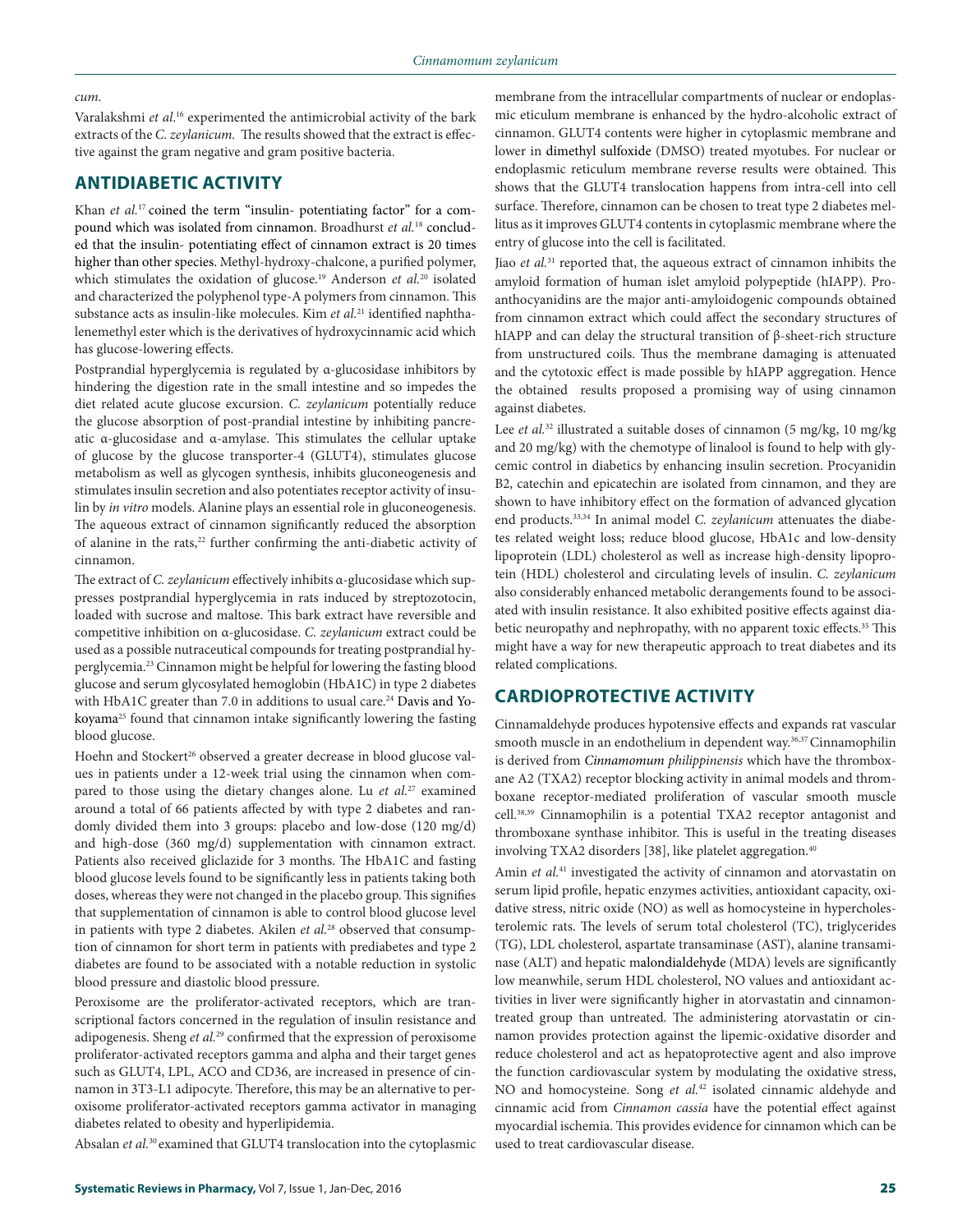cum.

Varalakshmi *et al.*[16] experimented the antimicrobial activity of the bark extracts of the *C. zeylanicum*. The results showed that the extract is effective against the gram negative and gram positive bacteria.

## ANTIDIABETIC ACTIVITY

Khan *et al.*[17] coined the term "insulin- potentiating factor" for a compound which was isolated from cinnamon. Broadhurst *et al.*[18] concluded that the insulin- potentiating effect of cinnamon extract is 20 times higher than other species. Methyl-hydroxy-chalcone, a purified polymer, which stimulates the oxidation of glucose.[19] Anderson *et al.*[20] isolated and characterized the polyphenol type-A polymers from cinnamon. This substance acts as insulin-like molecules. Kim *et al.*[21] identified naphthalenemethyl ester which is the derivatives of hydroxycinnamic acid which has glucose-lowering effects.

Postprandial hyperglycemia is regulated by α-glucosidase inhibitors by hindering the digestion rate in the small intestine and so impedes the diet related acute glucose excursion. *C. zeylanicum* potentially reduce the glucose absorption of post-prandial intestine by inhibiting pancreatic α-glucosidase and α-amylase. This stimulates the cellular uptake of glucose by the glucose transporter-4 (GLUT4), stimulates glucose metabolism as well as glycogen synthesis, inhibits gluconeogenesis and stimulates insulin secretion and also potentiates receptor activity of insulin by *in vitro* models. Alanine plays an essential role in gluconeogenesis. The aqueous extract of cinnamon significantly reduced the absorption of alanine in the rats,[22] further confirming the anti-diabetic activity of cinnamon.

The extract of *C. zeylanicum* effectively inhibits α-glucosidase which suppresses postprandial hyperglycemia in rats induced by streptozotocin, loaded with sucrose and maltose. This bark extract have reversible and competitive inhibition on α-glucosidase. *C. zeylanicum* extract could be used as a possible nutraceutical compounds for treating postprandial hyperglycemia.[23] Cinnamon might be helpful for lowering the fasting blood glucose and serum glycosylated hemoglobin (HbA1C) in type 2 diabetes with HbA1C greater than 7.0 in additions to usual care.[24] Davis and Yokoyama[25] found that cinnamon intake significantly lowering the fasting blood glucose.

Hoehn and Stockert[26] observed a greater decrease in blood glucose values in patients under a 12-week trial using the cinnamon when compared to those using the dietary changes alone. Lu *et al.*[27] examined around a total of 66 patients affected by with type 2 diabetes and randomly divided them into 3 groups: placebo and low-dose (120 mg/d) and high-dose (360 mg/d) supplementation with cinnamon extract. Patients also received gliclazide for 3 months. The HbA1C and fasting blood glucose levels found to be significantly less in patients taking both doses, whereas they were not changed in the placebo group. This signifies that supplementation of cinnamon is able to control blood glucose level in patients with type 2 diabetes. Akilen *et al.*[28] observed that consumption of cinnamon for short term in patients with prediabetes and type 2 diabetes are found to be associated with a notable reduction in systolic blood pressure and diastolic blood pressure.

Peroxisome are the proliferator-activated receptors, which are transcriptional factors concerned in the regulation of insulin resistance and adipogenesis. Sheng *et al.*[29] confirmed that the expression of peroxisome proliferator-activated receptors gamma and alpha and their target genes such as GLUT4, LPL, ACO and CD36, are increased in presence of cinnamon in 3T3-L1 adipocyte. Therefore, this may be an alternative to peroxisome proliferator-activated receptors gamma activator in managing diabetes related to obesity and hyperlipidemia.

Absalan *et al.*[30] examined that GLUT4 translocation into the cytoplasmic membrane from the intracellular compartments of nuclear or endoplasmic eticulum membrane is enhanced by the hydro-alcoholic extract of cinnamon. GLUT4 contents were higher in cytoplasmic membrane and lower in dimethyl sulfoxide (DMSO) treated myotubes. For nuclear or endoplasmic reticulum membrane reverse results were obtained. This shows that the GLUT4 translocation happens from intra-cell into cell surface. Therefore, cinnamon can be chosen to treat type 2 diabetes mellitus as it improves GLUT4 contents in cytoplasmic membrane where the entry of glucose into the cell is facilitated.

Jiao *et al.*[31] reported that, the aqueous extract of cinnamon inhibits the amyloid formation of human islet amyloid polypeptide (hIAPP). Proanthocyanidins are the major anti-amyloidogenic compounds obtained from cinnamon extract which could affect the secondary structures of hIAPP and can delay the structural transition of β-sheet-rich structure from unstructured coils. Thus the membrane damaging is attenuated and the cytotoxic effect is made possible by hIAPP aggregation. Hence the obtained results proposed a promising way of using cinnamon against diabetes.

Lee *et al.*[32] illustrated a suitable doses of cinnamon (5 mg/kg, 10 mg/kg and 20 mg/kg) with the chemotype of linalool is found to help with glycemic control in diabetics by enhancing insulin secretion. Procyanidin B2, catechin and epicatechin are isolated from cinnamon, and they are shown to have inhibitory effect on the formation of advanced glycation end products.[33,34] In animal model *C. zeylanicum* attenuates the diabetes related weight loss; reduce blood glucose, HbA1c and low-density lipoprotein (LDL) cholesterol as well as increase high-density lipoprotein (HDL) cholesterol and circulating levels of insulin. *C. zeylanicum* also considerably enhanced metabolic derangements found to be associated with insulin resistance. It also exhibited positive effects against diabetic neuropathy and nephropathy, with no apparent toxic effects.[35] This might have a way for new therapeutic approach to treat diabetes and its related complications.

## CARDIOPROTECTIVE ACTIVITY

Cinnamaldehyde produces hypotensive effects and expands rat vascular smooth muscle in an endothelium in dependent way.[36,37] Cinnamophilin is derived from *Cinnamomum philippinensis* which have the thromboxane A2 (TXA2) receptor blocking activity in animal models and thromboxane receptor-mediated proliferation of vascular smooth muscle cell.[38,39] Cinnamophilin is a potential TXA2 receptor antagonist and thromboxane synthase inhibitor. This is useful in the treating diseases involving TXA2 disorders [38], like platelet aggregation.[40]

Amin *et al.*[41] investigated the activity of cinnamon and atorvastatin on serum lipid profile, hepatic enzymes activities, antioxidant capacity, oxidative stress, nitric oxide (NO) as well as homocysteine in hypercholesterolemic rats. The levels of serum total cholesterol (TC), triglycerides (TG), LDL cholesterol, aspartate transaminase (AST), alanine transaminase (ALT) and hepatic malondialdehyde (MDA) levels are significantly low meanwhile, serum HDL cholesterol, NO values and antioxidant activities in liver were significantly higher in atorvastatin and cinnamon-treated group than untreated. The administering atorvastatin or cinnamon provides protection against the lipemic-oxidative disorder and reduce cholesterol and act as hepatoprotective agent and also improve the function cardiovascular system by modulating the oxidative stress, NO and homocysteine. Song *et al.*[42] isolated cinnamic aldehyde and cinnamic acid from *Cinnamon cassia* have the potential effect against myocardial ischemia. This provides evidence for cinnamon which can be used to treat cardiovascular disease.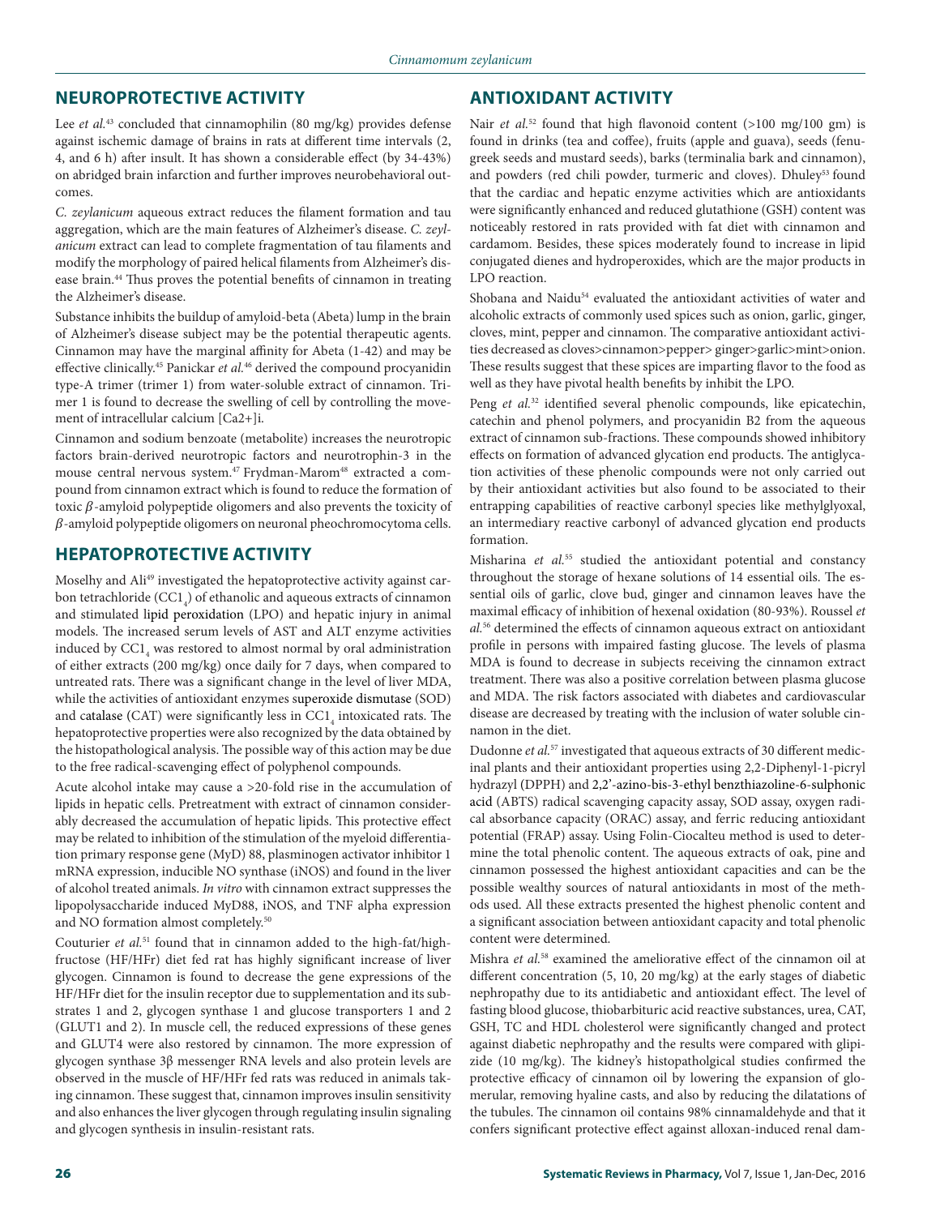## NEUROPROTECTIVE ACTIVITY

Lee *et al.*[43] concluded that cinnamophilin (80 mg/kg) provides defense against ischemic damage of brains in rats at different time intervals (2, 4, and 6 h) after insult. It has shown a considerable effect (by 34-43%) on abridged brain infarction and further improves neurobehavioral outcomes.

*C. zeylanicum* aqueous extract reduces the filament formation and tau aggregation, which are the main features of Alzheimer's disease. *C. zeylanicum* extract can lead to complete fragmentation of tau filaments and modify the morphology of paired helical filaments from Alzheimer's disease brain.[44] Thus proves the potential benefits of cinnamon in treating the Alzheimer's disease.

Substance inhibits the buildup of amyloid-beta (Abeta) lump in the brain of Alzheimer's disease subject may be the potential therapeutic agents. Cinnamon may have the marginal affinity for Abeta (1-42) and may be effective clinically.[45] Panickar *et al.*[46] derived the compound procyanidin type-A trimer (trimer 1) from water-soluble extract of cinnamon. Trimer 1 is found to decrease the swelling of cell by controlling the movement of intracellular calcium $[Ca2+]i$.

Cinnamon and sodium benzoate (metabolite) increases the neurotropic factors brain-derived neurotropic factors and neurotrophin-3 in the mouse central nervous system.[47] Frydman-Marom[48] extracted a compound from cinnamon extract which is found to reduce the formation of toxic $\beta$-amyloid polypeptide oligomers and also prevents the toxicity of $\beta$-amyloid polypeptide oligomers on neuronal pheochromocytoma cells.

## HEPATOPROTECTIVE ACTIVITY

Moselhy and Ali[49] investigated the hepatoprotective activity against carbon tetrachloride ($CC1_4$) of ethanolic and aqueous extracts of cinnamon and stimulated lipid peroxidation (LPO) and hepatic injury in animal models. The increased serum levels of AST and ALT enzyme activities induced by $CC1_4$ was restored to almost normal by oral administration of either extracts (200 mg/kg) once daily for 7 days, when compared to untreated rats. There was a significant change in the level of liver MDA, while the activities of antioxidant enzymes superoxide dismutase (SOD) and catalase (CAT) were significantly less in $CC1_4$ intoxicated rats. The hepatoprotective properties were also recognized by the data obtained by the histopathological analysis. The possible way of this action may be due to the free radical-scavenging effect of polyphenol compounds.

Acute alcohol intake may cause a >20-fold rise in the accumulation of lipids in hepatic cells. Pretreatment with extract of cinnamon considerably decreased the accumulation of hepatic lipids. This protective effect may be related to inhibition of the stimulation of the myeloid differentiation primary response gene (MyD) 88, plasminogen activator inhibitor 1 mRNA expression, inducible NO synthase (iNOS) and found in the liver of alcohol treated animals. *In vitro* with cinnamon extract suppresses the lipopolysaccharide induced MyD88, iNOS, and TNF alpha expression and NO formation almost completely.[50]

Couturier *et al.*[51] found that in cinnamon added to the high-fat/high-fructose (HF/HFr) diet fed rat has highly significant increase of liver glycogen. Cinnamon is found to decrease the gene expressions of the HF/HFr diet for the insulin receptor due to supplementation and its substrates 1 and 2, glycogen synthase 1 and glucose transporters 1 and 2 (GLUT1 and 2). In muscle cell, the reduced expressions of these genes and GLUT4 were also restored by cinnamon. The more expression of glycogen synthase 3β messenger RNA levels and also protein levels are observed in the muscle of HF/HFr fed rats was reduced in animals taking cinnamon. These suggest that, cinnamon improves insulin sensitivity and also enhances the liver glycogen through regulating insulin signaling and glycogen synthesis in insulin-resistant rats.

## ANTIOXIDANT ACTIVITY

Nair *et al.*[52] found that high flavonoid content (>100 mg/100 gm) is found in drinks (tea and coffee), fruits (apple and guava), seeds (fenugreek seeds and mustard seeds), barks (terminalia bark and cinnamon), and powders (red chili powder, turmeric and cloves). Dhuley[53] found that the cardiac and hepatic enzyme activities which are antioxidants were significantly enhanced and reduced glutathione (GSH) content was noticeably restored in rats provided with fat diet with cinnamon and cardamom. Besides, these spices moderately found to increase in lipid conjugated dienes and hydroperoxides, which are the major products in LPO reaction.

Shobana and Naidu[54] evaluated the antioxidant activities of water and alcoholic extracts of commonly used spices such as onion, garlic, ginger, cloves, mint, pepper and cinnamon. The comparative antioxidant activities decreased as cloves>cinnamon>pepper> ginger>garlic>mint>onion. These results suggest that these spices are imparting flavor to the food as well as they have pivotal health benefits by inhibit the LPO.

Peng *et al.*[32] identified several phenolic compounds, like epicatechin, catechin and phenol polymers, and procyanidin B2 from the aqueous extract of cinnamon sub-fractions. These compounds showed inhibitory effects on formation of advanced glycation end products. The antiglycation activities of these phenolic compounds were not only carried out by their antioxidant activities but also found to be associated to their entrapping capabilities of reactive carbonyl species like methylglyoxal, an intermediary reactive carbonyl of advanced glycation end products formation.

Misharina *et al.*[55] studied the antioxidant potential and constancy throughout the storage of hexane solutions of 14 essential oils. The essential oils of garlic, clove bud, ginger and cinnamon leaves have the maximal efficacy of inhibition of hexenal oxidation (80-93%). Roussel *et al.*[56] determined the effects of cinnamon aqueous extract on antioxidant profile in persons with impaired fasting glucose. The levels of plasma MDA is found to decrease in subjects receiving the cinnamon extract treatment. There was also a positive correlation between plasma glucose and MDA. The risk factors associated with diabetes and cardiovascular disease are decreased by treating with the inclusion of water soluble cinnamon in the diet.

Dudonne *et al.*[57] investigated that aqueous extracts of 30 different medicinal plants and their antioxidant properties using 2,2-Diphenyl-1-picryl hydrazyl (DPPH) and 2,2'-azino-bis-3-ethyl benzthiazoline-6-sulphonic acid (ABTS) radical scavenging capacity assay, SOD assay, oxygen radical absorbance capacity (ORAC) assay, and ferric reducing antioxidant potential (FRAP) assay. Using Folin-Ciocalteu method is used to determine the total phenolic content. The aqueous extracts of oak, pine and cinnamon possessed the highest antioxidant capacities and can be the possible wealthy sources of natural antioxidants in most of the methods used. All these extracts presented the highest phenolic content and a significant association between antioxidant capacity and total phenolic content were determined.

Mishra *et al.*[58] examined the ameliorative effect of the cinnamon oil at different concentration (5, 10, 20 mg/kg) at the early stages of diabetic nephropathy due to its antidiabetic and antioxidant effect. The level of fasting blood glucose, thiobarbituric acid reactive substances, urea, CAT, GSH, TC and HDL cholesterol were significantly changed and protect against diabetic nephropathy and the results were compared with glipizide (10 mg/kg). The kidney's histopatholgical studies confirmed the protective efficacy of cinnamon oil by lowering the expansion of glomerular, removing hyaline casts, and also by reducing the dilatations of the tubules. The cinnamon oil contains 98% cinnamaldehyde and that it confers significant protective effect against alloxan-induced renal dam-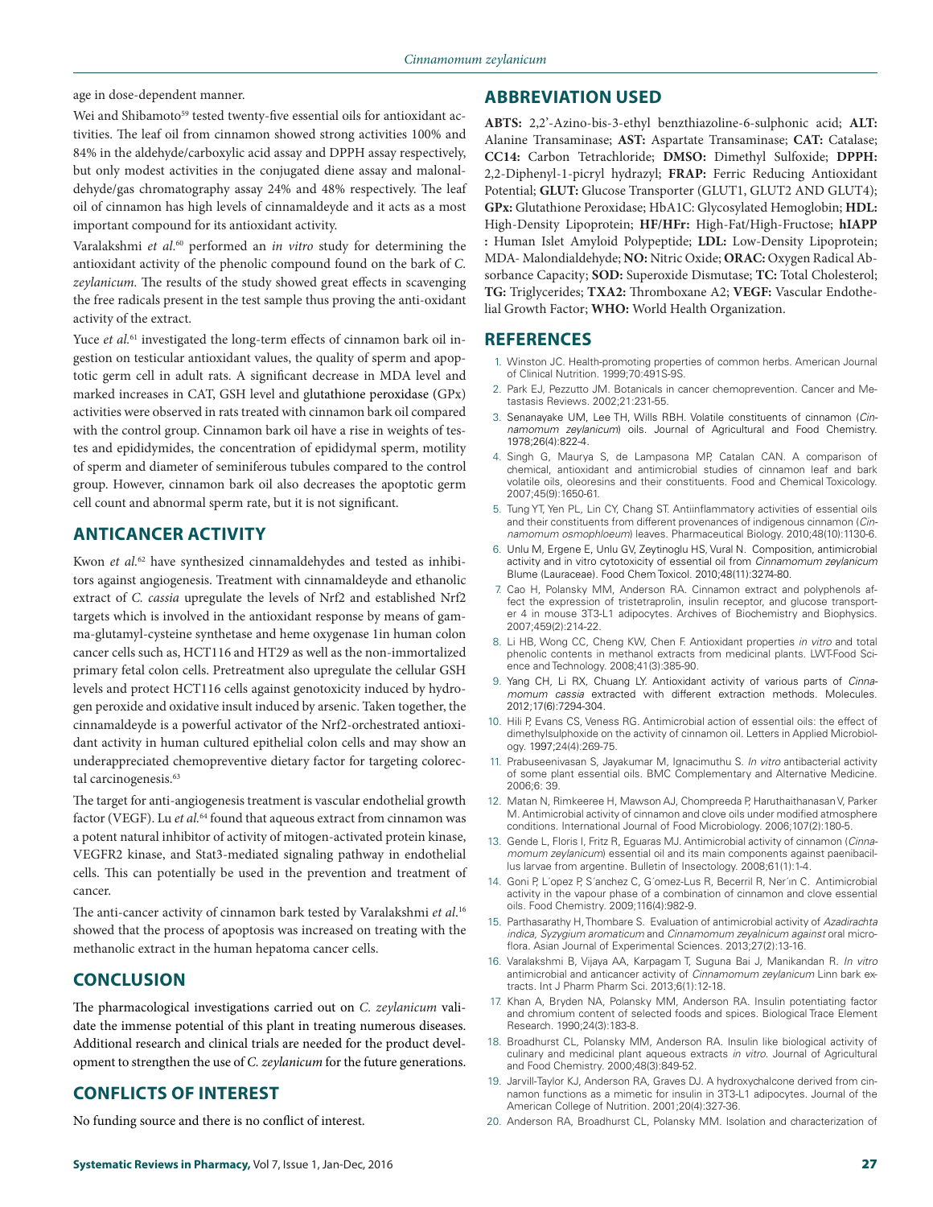age in dose-dependent manner.

Wei and Shibamoto[59] tested twenty-five essential oils for antioxidant activities. The leaf oil from cinnamon showed strong activities 100% and 84% in the aldehyde/carboxylic acid assay and DPPH assay respectively, but only modest activities in the conjugated diene assay and malonaldehyde/gas chromatography assay 24% and 48% respectively. The leaf oil of cinnamon has high levels of cinnamaldeyde and it acts as a most important compound for its antioxidant activity.

Varalakshmi *et al.*[60] performed an *in vitro* study for determining the antioxidant activity of the phenolic compound found on the bark of *C. zeylanicum*. The results of the study showed great effects in scavenging the free radicals present in the test sample thus proving the anti-oxidant activity of the extract.

Yuce *et al.*[61] investigated the long-term effects of cinnamon bark oil ingestion on testicular antioxidant values, the quality of sperm and apoptotic germ cell in adult rats. A significant decrease in MDA level and marked increases in CAT, GSH level and glutathione peroxidase (GPx) activities were observed in rats treated with cinnamon bark oil compared with the control group. Cinnamon bark oil have a rise in weights of testes and epididymides, the concentration of epididymal sperm, motility of sperm and diameter of seminiferous tubules compared to the control group. However, cinnamon bark oil also decreases the apoptotic germ cell count and abnormal sperm rate, but it is not significant.

## ANTICANCER ACTIVITY

Kwon *et al.*[62] have synthesized cinnamaldehydes and tested as inhibitors against angiogenesis. Treatment with cinnamaldeyde and ethanolic extract of *C. cassia* upregulate the levels of Nrf2 and established Nrf2 targets which is involved in the antioxidant response by means of gamma-glutamyl-cysteine synthetase and heme oxygenase 1in human colon cancer cells such as, HCT116 and HT29 as well as the non-immortalized primary fetal colon cells. Pretreatment also upregulate the cellular GSH levels and protect HCT116 cells against genotoxicity induced by hydrogen peroxide and oxidative insult induced by arsenic. Taken together, the cinnamaldeyde is a powerful activator of the Nrf2-orchestrated antioxidant activity in human cultured epithelial colon cells and may show an underappreciated chemopreventive dietary factor for targeting colorectal carcinogenesis.[63]

The target for anti-angiogenesis treatment is vascular endothelial growth factor (VEGF). Lu *et al.*[64] found that aqueous extract from cinnamon was a potent natural inhibitor of activity of mitogen-activated protein kinase, VEGFR2 kinase, and Stat3-mediated signaling pathway in endothelial cells. This can potentially be used in the prevention and treatment of cancer.

The anti-cancer activity of cinnamon bark tested by Varalakshmi *et al.*[16] showed that the process of apoptosis was increased on treating with the methanolic extract in the human hepatoma cancer cells.

## CONCLUSION

The pharmacological investigations carried out on *C. zeylanicum* validate the immense potential of this plant in treating numerous diseases. Additional research and clinical trials are needed for the product development to strengthen the use of *C. zeylanicum* for the future generations.

## CONFLICTS OF INTEREST

No funding source and there is no conflict of interest.

## ABBREVIATION USED

**ABTS:** 2,2'-Azino-bis-3-ethyl benzthiazoline-6-sulphonic acid; **ALT:** Alanine Transaminase; **AST:** Aspartate Transaminase; **CAT:** Catalase; **CC14:** Carbon Tetrachloride; **DMSO:** Dimethyl Sulfoxide; **DPPH:** 2,2-Diphenyl-1-picryl hydrazyl; **FRAP:** Ferric Reducing Antioxidant Potential; **GLUT:** Glucose Transporter (GLUT1, GLUT2 AND GLUT4); **GPx:** Glutathione Peroxidase; HbA1C: Glycosylated Hemoglobin; **HDL:** High-Density Lipoprotein; **HF/HFr:** High-Fat/High-Fructose; **hIAPP :** Human Islet Amyloid Polypeptide; **LDL:** Low-Density Lipoprotein; MDA- Malondialdehyde; **NO:** Nitric Oxide; **ORAC:** Oxygen Radical Absorbance Capacity; **SOD:** Superoxide Dismutase; **TC:** Total Cholesterol; **TG:** Triglycerides; **TXA2:** Thromboxane A2; **VEGF:** Vascular Endothelial Growth Factor; **WHO:** World Health Organization.

## REFERENCES

1. Winston JC. Health-promoting properties of common herbs. American Journal of Clinical Nutrition. 1999;70:491S-9S.
2. Park EJ, Pezzutto JM. Botanicals in cancer chemoprevention. Cancer and Metastasis Reviews. 2002;21:231-55.
3. Senanayake UM, Lee TH, Wills RBH. Volatile constituents of cinnamon (*Cinnamomum zeylanicum*) oils. Journal of Agricultural and Food Chemistry. 1978;26(4):822-4.
4. Singh G, Maurya S, de Lampasona MP, Catalan CAN. A comparison of chemical, antioxidant and antimicrobial studies of cinnamon leaf and bark volatile oils, oleoresins and their constituents. Food and Chemical Toxicology. 2007;45(9):1650-61.
5. Tung YT, Yen PL, Lin CY, Chang ST. Antiinflammatory activities of essential oils and their constituents from different provenances of indigenous cinnamon (*Cinnamomum osmophloeum*) leaves. Pharmaceutical Biology. 2010;48(10):1130-6.
6. Unlu M, Ergene E, Unlu GV, Zeytinoglu HS, Vural N. Composition, antimicrobial activity and in vitro cytotoxicity of essential oil from *Cinnamomum zeylanicum* Blume (Lauraceae). Food Chem Toxicol. 2010;48(11):3274-80.
7. Cao H, Polansky MM, Anderson RA. Cinnamon extract and polyphenols affect the expression of tristetraprolin, insulin receptor, and glucose transporter 4 in mouse 3T3-L1 adipocytes. Archives of Biochemistry and Biophysics. 2007;459(2):214-22.
8. Li HB, Wong CC, Cheng KW, Chen F. Antioxidant properties *in vitro* and total phenolic contents in methanol extracts from medicinal plants. LWT-Food Science and Technology. 2008;41(3):385-90.
9. Yang CH, Li RX, Chuang LY. Antioxidant activity of various parts of *Cinnamomum cassia* extracted with different extraction methods. Molecules. 2012;17(6):7294-304.
10. Hili P, Evans CS, Veness RG. Antimicrobial action of essential oils: the effect of dimethylsulphoxide on the activity of cinnamon oil. Letters in Applied Microbiology. 1997;24(4):269-75.
11. Prabuseenivasan S, Jayakumar M, Ignacimuthu S. *In vitro* antibacterial activity of some plant essential oils. BMC Complementary and Alternative Medicine. 2006;6: 39.
12. Matan N, Rimkeeree H, Mawson AJ, Chompreeda P, Haruthaithanasan V, Parker M. Antimicrobial activity of cinnamon and clove oils under modified atmosphere conditions. International Journal of Food Microbiology. 2006;107(2):180-5.
13. Gende L, Floris I, Fritz R, Eguaras MJ. Antimicrobial activity of cinnamon (*Cinnamomum zeylanicum*) essential oil and its main components against paenibacillus larvae from argentine. Bulletin of Insectology. 2008;61(1):1-4.
14. Goni P, L´opez P, S´anchez C, G´omez-Lus R, Becerril R, Ner´ın C. Antimicrobial activity in the vapour phase of a combination of cinnamon and clove essential oils. Food Chemistry. 2009;116(4):982-9.
15. Parthasarathy H, Thombare S. Evaluation of antimicrobial activity of *Azadirachta indica, Syzygium aromaticum* and *Cinnamomum zeyalnicum against* oral microflora. Asian Journal of Experimental Sciences. 2013;27(2):13-16.
16. Varalakshmi B, Vijaya AA, Karpagam T, Suguna Bai J, Manikandan R. *In vitro* antimicrobial and anticancer activity of *Cinnamomum zeylanicum* Linn bark extracts. Int J Pharm Pharm Sci. 2013;6(1):12-18.
17. Khan A, Bryden NA, Polansky MM, Anderson RA. Insulin potentiating factor and chromium content of selected foods and spices. Biological Trace Element Research. 1990;24(3):183-8.
18. Broadhurst CL, Polansky MM, Anderson RA. Insulin like biological activity of culinary and medicinal plant aqueous extracts *in vitro*. Journal of Agricultural and Food Chemistry. 2000;48(3):849-52.
19. Jarvill-Taylor KJ, Anderson RA, Graves DJ. A hydroxychalcone derived from cinnamon functions as a mimetic for insulin in 3T3-L1 adipocytes. Journal of the American College of Nutrition. 2001;20(4):327-36.
20. Anderson RA, Broadhurst CL, Polansky MM. Isolation and characterization of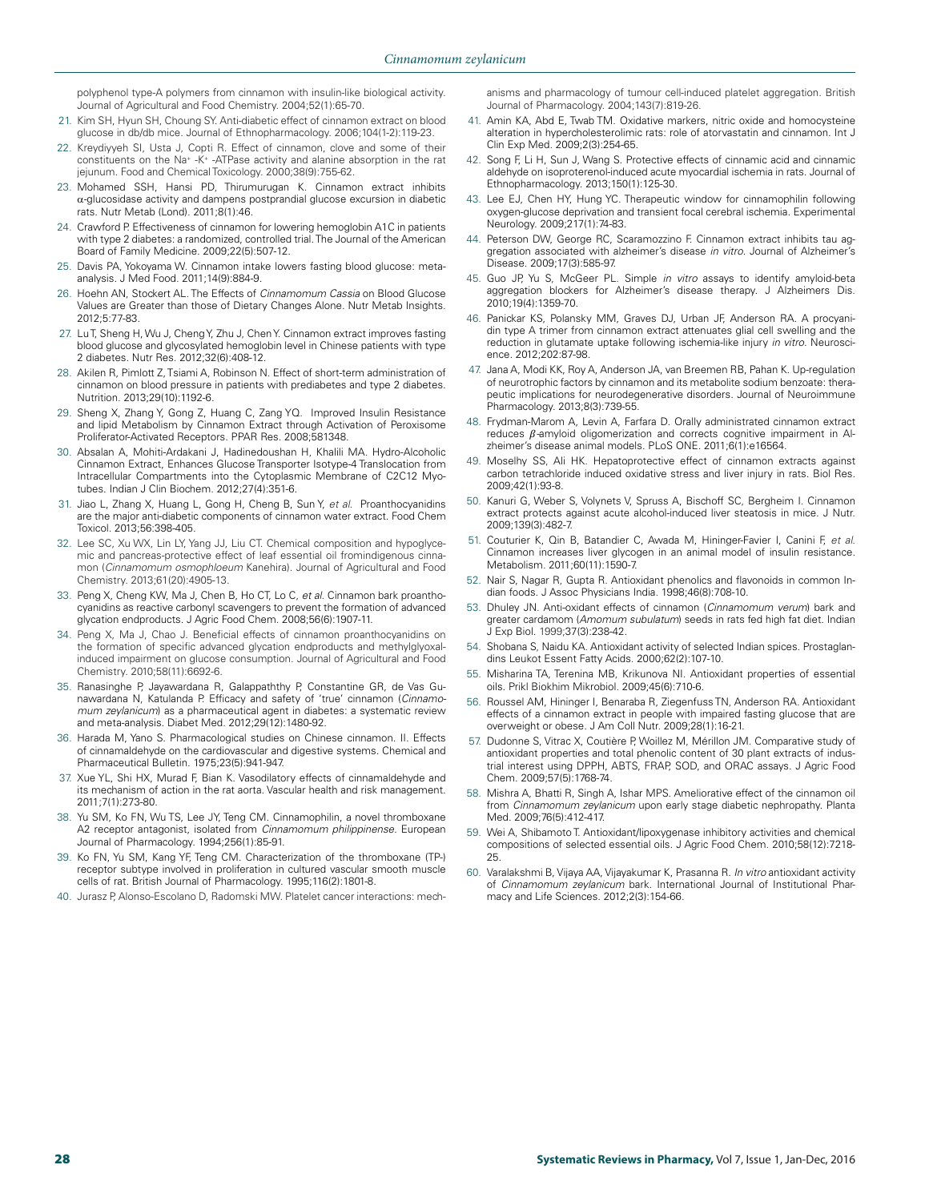polyphenol type-A polymers from cinnamon with insulin-like biological activity. Journal of Agricultural and Food Chemistry. 2004;52(1):65-70.

21. Kim SH, Hyun SH, Choung SY. Anti-diabetic effect of cinnamon extract on blood glucose in db/db mice. Journal of Ethnopharmacology. 2006;104(1-2):119-23.
22. Kreydiyyeh SI, Usta J, Copti R. Effect of cinnamon, clove and some of their constituents on the $Na^{+}$ -$K^{+}$ -ATPase activity and alanine absorption in the rat jejunum. Food and Chemical Toxicology. 2000;38(9):755-62.
23. Mohamed SSH, Hansi PD, Thirumurugan K. Cinnamon extract inhibits α-glucosidase activity and dampens postprandial glucose excursion in diabetic rats. Nutr Metab (Lond). 2011;8(1):46.
24. Crawford P. Effectiveness of cinnamon for lowering hemoglobin A1C in patients with type 2 diabetes: a randomized, controlled trial. The Journal of the American Board of Family Medicine. 2009;22(5):507-12.
25. Davis PA, Yokoyama W. Cinnamon intake lowers fasting blood glucose: meta-analysis. J Med Food. 2011;14(9):884-9.
26. Hoehn AN, Stockert AL. The Effects of *Cinnamomum Cassia* on Blood Glucose Values are Greater than those of Dietary Changes Alone. Nutr Metab Insights. 2012;5:77-83.
27. Lu T, Sheng H, Wu J, Cheng Y, Zhu J, Chen Y. Cinnamon extract improves fasting blood glucose and glycosylated hemoglobin level in Chinese patients with type 2 diabetes. Nutr Res. 2012;32(6):408-12.
28. Akilen R, Pimlott Z, Tsiami A, Robinson N. Effect of short-term administration of cinnamon on blood pressure in patients with prediabetes and type 2 diabetes. Nutrition. 2013;29(10):1192-6.
29. Sheng X, Zhang Y, Gong Z, Huang C, Zang YQ. Improved Insulin Resistance and lipid Metabolism by Cinnamon Extract through Activation of Peroxisome Proliferator-Activated Receptors. PPAR Res. 2008;581348.
30. Absalan A, Mohiti-Ardakani J, Hadinedoushan H, Khalili MA. Hydro-Alcoholic Cinnamon Extract, Enhances Glucose Transporter Isotype-4 Translocation from Intracellular Compartments into the Cytoplasmic Membrane of C2C12 Myotubes. Indian J Clin Biochem. 2012;27(4):351-6.
31. Jiao L, Zhang X, Huang L, Gong H, Cheng B, Sun Y, *et al.* Proanthocyanidins are the major anti-diabetic components of cinnamon water extract. Food Chem Toxicol. 2013;56:398-405.
32. Lee SC, Xu WX, Lin LY, Yang JJ, Liu CT. Chemical composition and hypoglycemic and pancreas-protective effect of leaf essential oil fromindigenous cinnamon (*Cinnamomum osmophloeum* Kanehira). Journal of Agricultural and Food Chemistry. 2013;61(20):4905-13.
33. Peng X, Cheng KW, Ma J, Chen B, Ho CT, Lo C, *et al.* Cinnamon bark proanthocyanidins as reactive carbonyl scavengers to prevent the formation of advanced glycation endproducts. J Agric Food Chem. 2008;56(6):1907-11.
34. Peng X, Ma J, Chao J. Beneficial effects of cinnamon proanthocyanidins on the formation of specific advanced glycation endproducts and methylglyoxal-induced impairment on glucose consumption. Journal of Agricultural and Food Chemistry. 2010;58(11):6692-6.
35. Ranasinghe P, Jayawardana R, Galappaththy P, Constantine GR, de Vas Gunawardana N, Katulanda P. Efficacy and safety of 'true' cinnamon (*Cinnamomum zeylanicum*) as a pharmaceutical agent in diabetes: a systematic review and meta-analysis. Diabet Med. 2012;29(12):1480-92.
36. Harada M, Yano S. Pharmacological studies on Chinese cinnamon. II. Effects of cinnamaldehyde on the cardiovascular and digestive systems. Chemical and Pharmaceutical Bulletin. 1975;23(5):941-947.
37. Xue YL, Shi HX, Murad F, Bian K. Vasodilatory effects of cinnamaldehyde and its mechanism of action in the rat aorta. Vascular health and risk management. 2011;7(1):273-80.
38. Yu SM, Ko FN, Wu TS, Lee JY, Teng CM. Cinnamophilin, a novel thromboxane A2 receptor antagonist, isolated from *Cinnamomum philippinense*. European Journal of Pharmacology. 1994;256(1):85-91.
39. Ko FN, Yu SM, Kang YF, Teng CM. Characterization of the thromboxane (TP-) receptor subtype involved in proliferation in cultured vascular smooth muscle cells of rat. British Journal of Pharmacology. 1995;116(2):1801-8.
40. Jurasz P, Alonso-Escolano D, Radomski MW. Platelet cancer interactions: mechanisms and pharmacology of tumour cell-induced platelet aggregation. British Journal of Pharmacology. 2004;143(7):819-26.
41. Amin KA, Abd E, Twab TM. Oxidative markers, nitric oxide and homocysteine alteration in hypercholesterolimic rats: role of atorvastatin and cinnamon. Int J Clin Exp Med. 2009;2(3):254-65.
42. Song F, Li H, Sun J, Wang S. Protective effects of cinnamic acid and cinnamic aldehyde on isoproterenol-induced acute myocardial ischemia in rats. Journal of Ethnopharmacology. 2013;150(1):125-30.
43. Lee EJ, Chen HY, Hung YC. Therapeutic window for cinnamophilin following oxygen-glucose deprivation and transient focal cerebral ischemia. Experimental Neurology. 2009;217(1):74-83.
44. Peterson DW, George RC, Scaramozzino F. Cinnamon extract inhibits tau aggregation associated with alzheimer's disease *in vitro*. Journal of Alzheimer's Disease. 2009;17(3):585-97.
45. Guo JP, Yu S, McGeer PL. Simple *in vitro* assays to identify amyloid-beta aggregation blockers for Alzheimer's disease therapy. J Alzheimers Dis. 2010;19(4):1359-70.
46. Panickar KS, Polansky MM, Graves DJ, Urban JF, Anderson RA. A procyanidin type A trimer from cinnamon extract attenuates glial cell swelling and the reduction in glutamate uptake following ischemia-like injury *in vitro*. Neuroscience. 2012;202:87-98.
47. Jana A, Modi KK, Roy A, Anderson JA, van Breemen RB, Pahan K. Up-regulation of neurotrophic factors by cinnamon and its metabolite sodium benzoate: therapeutic implications for neurodegenerative disorders. Journal of Neuroimmune Pharmacology. 2013;8(3):739-55.
48. Frydman-Marom A, Levin A, Farfara D. Orally administrated cinnamon extract reduces β-amyloid oligomerization and corrects cognitive impairment in Alzheimer's disease animal models. PLoS ONE. 2011;6(1):e16564.
49. Moselhy SS, Ali HK. Hepatoprotective effect of cinnamon extracts against carbon tetrachloride induced oxidative stress and liver injury in rats. Biol Res. 2009;42(1):93-8.
50. Kanuri G, Weber S, Volynets V, Spruss A, Bischoff SC, Bergheim I. Cinnamon extract protects against acute alcohol-induced liver steatosis in mice. J Nutr. 2009;139(3):482-7.
51. Couturier K, Qin B, Batandier C, Awada M, Hininger-Favier I, Canini F, *et al.* Cinnamon increases liver glycogen in an animal model of insulin resistance. Metabolism. 2011;60(11):1590-7.
52. Nair S, Nagar R, Gupta R. Antioxidant phenolics and flavonoids in common Indian foods. J Assoc Physicians India. 1998;46(8):708-10.
53. Dhuley JN. Anti-oxidant effects of cinnamon (*Cinnamomum verum*) bark and greater cardamom (*Amomum subulatum*) seeds in rats fed high fat diet. Indian J Exp Biol. 1999;37(3):238-42.
54. Shobana S, Naidu KA. Antioxidant activity of selected Indian spices. Prostaglandins Leukot Essent Fatty Acids. 2000;62(2):107-10.
55. Misharina TA, Terenina MB, Krikunova NI. Antioxidant properties of essential oils. Prikl Biokhim Mikrobiol. 2009;45(6):710-6.
56. Roussel AM, Hininger I, Benaraba R, Ziegenfuss TN, Anderson RA. Antioxidant effects of a cinnamon extract in people with impaired fasting glucose that are overweight or obese. J Am Coll Nutr. 2009;28(1):16-21.
57. Dudonne S, Vitrac X, Coutière P, Woillez M, Mérillon JM. Comparative study of antioxidant properties and total phenolic content of 30 plant extracts of industrial interest using DPPH, ABTS, FRAP, SOD, and ORAC assays. J Agric Food Chem. 2009;57(5):1768-74.
58. Mishra A, Bhatti R, Singh A, Ishar MPS. Ameliorative effect of the cinnamon oil from *Cinnamomum zeylanicum* upon early stage diabetic nephropathy. Planta Med. 2009;76(5):412-417.
59. Wei A, Shibamoto T. Antioxidant/lipoxygenase inhibitory activities and chemical compositions of selected essential oils. J Agric Food Chem. 2010;58(12):7218-25.
60. Varalakshmi B, Vijaya AA, Vijayakumar K, Prasanna R. *In vitro* antioxidant activity of *Cinnamomum zeylanicum* bark. International Journal of Institutional Pharmacy and Life Sciences. 2012;2(3):154-66.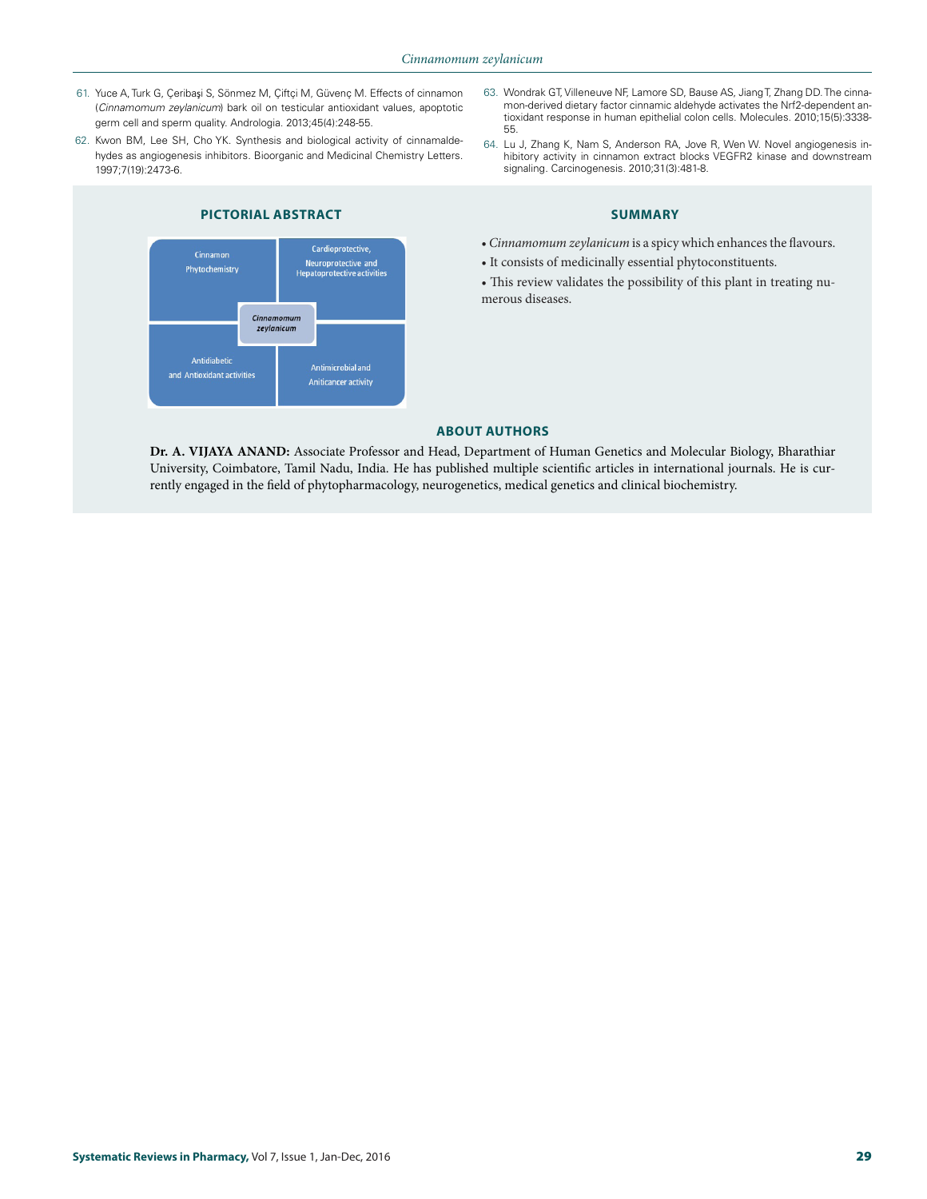61. Yuce A, Turk G, Çeribaşi S, Sönmez M, Çiftçi M, Güvenç M. Effects of cinnamon (*Cinnamomum zeylanicum*) bark oil on testicular antioxidant values, apoptotic germ cell and sperm quality. Andrologia. 2013;45(4):248-55.
62. Kwon BM, Lee SH, Cho YK. Synthesis and biological activity of cinnamaldehydes as angiogenesis inhibitors. Bioorganic and Medicinal Chemistry Letters. 1997;7(19):2473-6.
63. Wondrak GT, Villeneuve NF, Lamore SD, Bause AS, Jiang T, Zhang DD. The cinnamon-derived dietary factor cinnamic aldehyde activates the Nrf2-dependent antioxidant response in human epithelial colon cells. Molecules. 2010;15(5):3338-55.
64. Lu J, Zhang K, Nam S, Anderson RA, Jove R, Wen W. Novel angiogenesis inhibitory activity in cinnamon extract blocks VEGFR2 kinase and downstream signaling. Carcinogenesis. 2010;31(3):481-8.

## PICTORIAL ABSTRACT

Cinnamon Phytochemistry

Cardioprotective, Neuroprotective and Hepatoprotective activities

*Cinnamomum zeylanicum*

Antidiabetic and Antioxidant activities

Antimicrobial and Aniticancer activity

## SUMMARY

- *Cinnamomum zeylanicum* is a spicy which enhances the flavours.
- It consists of medicinally essential phytoconstituents.
- This review validates the possibility of this plant in treating numerous diseases.

## ABOUT AUTHORS

**Dr. A. VIJAYA ANAND:** Associate Professor and Head, Department of Human Genetics and Molecular Biology, Bharathiar University, Coimbatore, Tamil Nadu, India. He has published multiple scientific articles in international journals. He is currently engaged in the field of phytopharmacology, neurogenetics, medical genetics and clinical biochemistry.